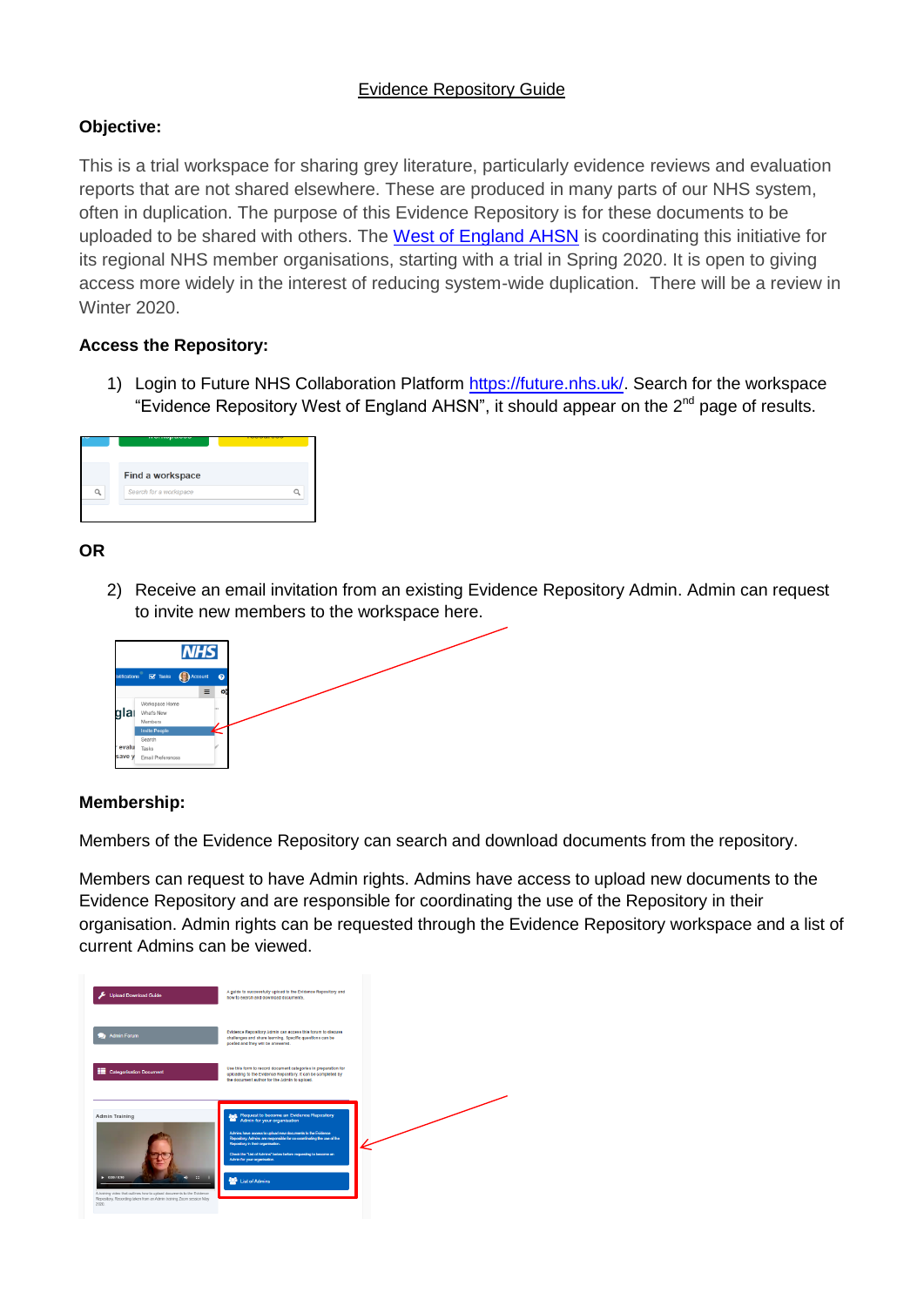# Evidence Repository Guide

**Objective:**

This is a trial workspace for sharing grey literature, particularly evidence reviews and evaluation reports that are not shared elsewhere. These are produced in many parts of our NHS system, often in duplication. The purpose of this Evidence Repository is for these documents to be uploaded to be shared with others. The West of England AHSN is coordinating this initiative for its regional NHS member organisations, starting with a trial in Spring 2020. It is open to giving access more widely in the interest of reducing system-wide duplication. There will be a review in Winter 2020.

**Access the Repository:**

1) Login to Future NHS Collaboration Platform https://future.nhs.uk/. Search for the workspace "Evidence Repository West of England AHSN", it should appear on the 2nd page of results.

**OR**

2) Receive an email invitation from an existing Evidence Repository Admin. Admin can request to invite new members to the workspace here.

**Membership:**

Members of the Evidence Repository can search and download documents from the repository.

Members can request to have Admin rights. Admins have access to upload new documents to the Evidence Repository and are responsible for coordinating the use of the Repository in their organisation. Admin rights can be requested through the Evidence Repository workspace and a list of current Admins can be viewed.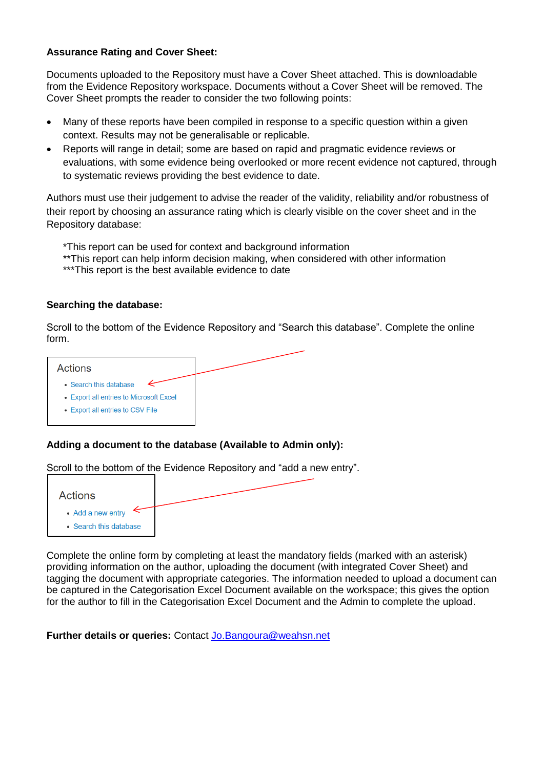**Assurance Rating and Cover Sheet:**

Documents uploaded to the Repository must have a Cover Sheet attached. This is downloadable from the Evidence Repository workspace. Documents without a Cover Sheet will be removed. The Cover Sheet prompts the reader to consider the two following points:

- Many of these reports have been compiled in response to a specific question within a given context. Results may not be generalisable or replicable.
- Reports will range in detail; some are based on rapid and pragmatic evidence reviews or evaluations, with some evidence being overlooked or more recent evidence not captured, through to systematic reviews providing the best evidence to date.

Authors must use their judgement to advise the reader of the validity, reliability and/or robustness of their report by choosing an assurance rating which is clearly visible on the cover sheet and in the Repository database:

*This report can be used for context and background information
**This report can help inform decision making, when considered with other information
***This report is the best available evidence to date

**Searching the database:**

Scroll to the bottom of the Evidence Repository and "Search this database". Complete the online form.

Actions

- Search this database
- Export all entries to Microsoft Excel
- Export all entries to CSV File

**Adding a document to the database (Available to Admin only):**

Scroll to the bottom of the Evidence Repository and "add a new entry".

Actions

- Add a new entry
- Search this database

Complete the online form by completing at least the mandatory fields (marked with an asterisk) providing information on the author, uploading the document (with integrated Cover Sheet) and tagging the document with appropriate categories. The information needed to upload a document can be captured in the Categorisation Excel Document available on the workspace; this gives the option for the author to fill in the Categorisation Excel Document and the Admin to complete the upload.

**Further details or queries:** Contact Jo.Bangoura@weahsn.net